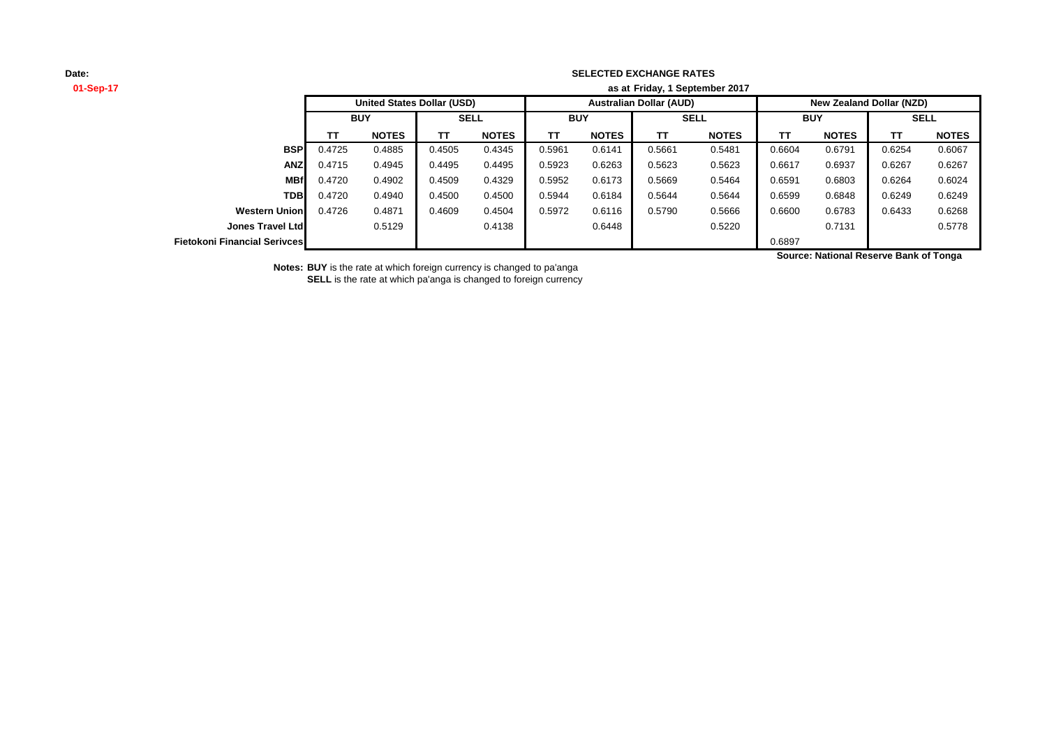**Date:**
**01-Sep-17**

**SELECTED EXCHANGE RATES**

**as at Friday, 1 September 2017**

| | **United States Dollar (USD)** | | | | **Australian Dollar (AUD)** | | | | **New Zealand Dollar (NZD)** | | | |
|---|---|---|---|---|---|---|---|---|---|---|---|---|
| | **BUY** | | **SELL** | | **BUY** | | **SELL** | | **BUY** | | **SELL** | |
| | **TT** | **NOTES** | **TT** | **NOTES** | **TT** | **NOTES** | **TT** | **NOTES** | **TT** | **NOTES** | **TT** | **NOTES** |
| **BSP** | 0.4725 | 0.4885 | 0.4505 | 0.4345 | 0.5961 | 0.6141 | 0.5661 | 0.5481 | 0.6604 | 0.6791 | 0.6254 | 0.6067 |
| **ANZ** | 0.4715 | 0.4945 | 0.4495 | 0.4495 | 0.5923 | 0.6263 | 0.5623 | 0.5623 | 0.6617 | 0.6937 | 0.6267 | 0.6267 |
| **MBf** | 0.4720 | 0.4902 | 0.4509 | 0.4329 | 0.5952 | 0.6173 | 0.5669 | 0.5464 | 0.6591 | 0.6803 | 0.6264 | 0.6024 |
| **TDB** | 0.4720 | 0.4940 | 0.4500 | 0.4500 | 0.5944 | 0.6184 | 0.5644 | 0.5644 | 0.6599 | 0.6848 | 0.6249 | 0.6249 |
| **Western Union** | 0.4726 | 0.4871 | 0.4609 | 0.4504 | 0.5972 | 0.6116 | 0.5790 | 0.5666 | 0.6600 | 0.6783 | 0.6433 | 0.6268 |
| **Jones Travel Ltd** | | 0.5129 | | 0.4138 | | 0.6448 | | 0.5220 | | 0.7131 | | 0.5778 |
| **Fietokoni Financial Serivces** | | | | | | | | | 0.6897 | | | |

**Source: National Reserve Bank of Tonga**

**Notes: BUY** is the rate at which foreign currency is changed to pa'anga
**SELL** is the rate at which pa'anga is changed to foreign currency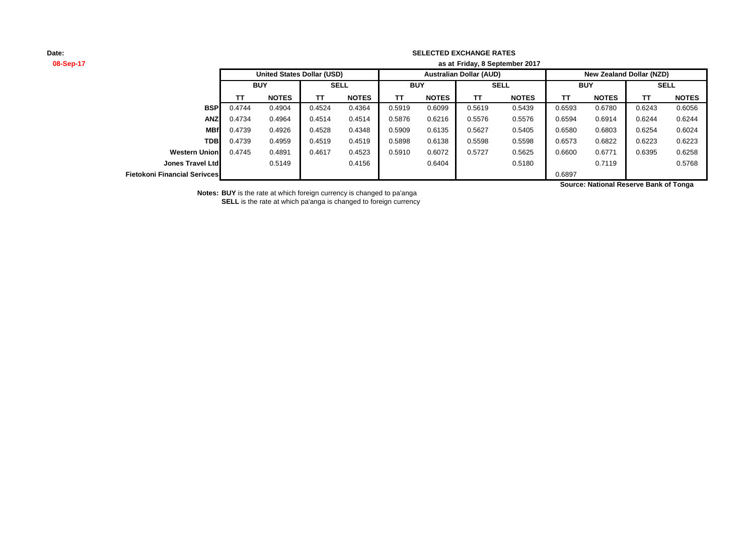Date:
08-Sep-17

**SELECTED EXCHANGE RATES**

**as at Friday, 8 September 2017**

| | United States Dollar (USD) | | | | Australian Dollar (AUD) | | | | New Zealand Dollar (NZD) | | | |
|---|---|---|---|---|---|---|---|---|---|---|---|---|
| | BUY | | SELL | | BUY | | SELL | | BUY | | SELL | |
| | TT | NOTES | TT | NOTES | TT | NOTES | TT | NOTES | TT | NOTES | TT | NOTES |
| **BSP** | 0.4744 | 0.4904 | 0.4524 | 0.4364 | 0.5919 | 0.6099 | 0.5619 | 0.5439 | 0.6593 | 0.6780 | 0.6243 | 0.6056 |
| **ANZ** | 0.4734 | 0.4964 | 0.4514 | 0.4514 | 0.5876 | 0.6216 | 0.5576 | 0.5576 | 0.6594 | 0.6914 | 0.6244 | 0.6244 |
| **MBf** | 0.4739 | 0.4926 | 0.4528 | 0.4348 | 0.5909 | 0.6135 | 0.5627 | 0.5405 | 0.6580 | 0.6803 | 0.6254 | 0.6024 |
| **TDB** | 0.4739 | 0.4959 | 0.4519 | 0.4519 | 0.5898 | 0.6138 | 0.5598 | 0.5598 | 0.6573 | 0.6822 | 0.6223 | 0.6223 |
| **Western Union** | 0.4745 | 0.4891 | 0.4617 | 0.4523 | 0.5910 | 0.6072 | 0.5727 | 0.5625 | 0.6600 | 0.6771 | 0.6395 | 0.6258 |
| **Jones Travel Ltd** | | 0.5149 | | 0.4156 | | 0.6404 | | 0.5180 | | 0.7119 | | 0.5768 |
| **Fietokoni Financial Serivces** | | | | | | | | | 0.6897 | | | |

**Source: National Reserve Bank of Tonga**

**Notes: BUY** is the rate at which foreign currency is changed to pa'anga
**SELL** is the rate at which pa'anga is changed to foreign currency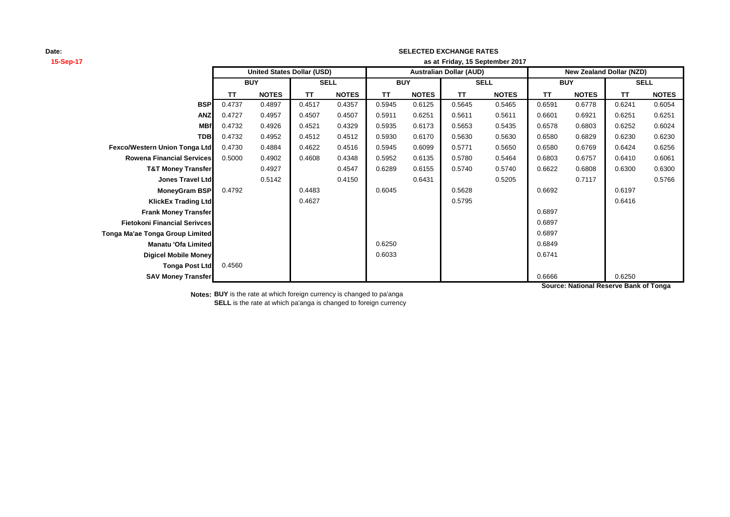**Date:**
**15-Sep-17**

**SELECTED EXCHANGE RATES**
**as at Friday, 15 September 2017**

| | United States Dollar (USD) | | | | Australian Dollar (AUD) | | | | New Zealand Dollar (NZD) | | | |
|---|---|---|---|---|---|---|---|---|---|---|---|---|
| | BUY | | SELL | | BUY | | SELL | | BUY | | SELL | |
| | TT | NOTES | TT | NOTES | TT | NOTES | TT | NOTES | TT | NOTES | TT | NOTES |
| **BSP** | 0.4737 | 0.4897 | 0.4517 | 0.4357 | 0.5945 | 0.6125 | 0.5645 | 0.5465 | 0.6591 | 0.6778 | 0.6241 | 0.6054 |
| **ANZ** | 0.4727 | 0.4957 | 0.4507 | 0.4507 | 0.5911 | 0.6251 | 0.5611 | 0.5611 | 0.6601 | 0.6921 | 0.6251 | 0.6251 |
| **MBf** | 0.4732 | 0.4926 | 0.4521 | 0.4329 | 0.5935 | 0.6173 | 0.5653 | 0.5435 | 0.6578 | 0.6803 | 0.6252 | 0.6024 |
| **TDB** | 0.4732 | 0.4952 | 0.4512 | 0.4512 | 0.5930 | 0.6170 | 0.5630 | 0.5630 | 0.6580 | 0.6829 | 0.6230 | 0.6230 |
| **Fexco/Western Union Tonga Ltd** | 0.4730 | 0.4884 | 0.4622 | 0.4516 | 0.5945 | 0.6099 | 0.5771 | 0.5650 | 0.6580 | 0.6769 | 0.6424 | 0.6256 |
| **Rowena Financial Services** | 0.5000 | 0.4902 | 0.4608 | 0.4348 | 0.5952 | 0.6135 | 0.5780 | 0.5464 | 0.6803 | 0.6757 | 0.6410 | 0.6061 |
| **T&T Money Transfer** | | 0.4927 | | 0.4547 | 0.6289 | 0.6155 | 0.5740 | 0.5740 | 0.6622 | 0.6808 | 0.6300 | 0.6300 |
| **Jones Travel Ltd** | | 0.5142 | | 0.4150 | | 0.6431 | | 0.5205 | | 0.7117 | | 0.5766 |
| **MoneyGram BSP** | 0.4792 | | 0.4483 | | 0.6045 | | 0.5628 | | 0.6692 | | 0.6197 | |
| **KlickEx Trading Ltd** | | | 0.4627 | | | | 0.5795 | | | | 0.6416 | |
| **Frank Money Transfer** | | | | | | | | | 0.6897 | | | |
| **Fietokoni Financial Serivces** | | | | | | | | | 0.6897 | | | |
| **Tonga Ma'ae Tonga Group Limited** | | | | | | | | | 0.6897 | | | |
| **Manatu 'Ofa Limited** | | | | | 0.6250 | | | | 0.6849 | | | |
| **Digicel Mobile Money** | | | | | 0.6033 | | | | 0.6741 | | | |
| **Tonga Post Ltd** | 0.4560 | | | | | | | | | | | |
| **SAV Money Transfer** | | | | | | | | | 0.6666 | | 0.6250 | |

**Source: National Reserve Bank of Tonga**

**Notes: BUY** is the rate at which foreign currency is changed to pa'anga
**SELL** is the rate at which pa'anga is changed to foreign currency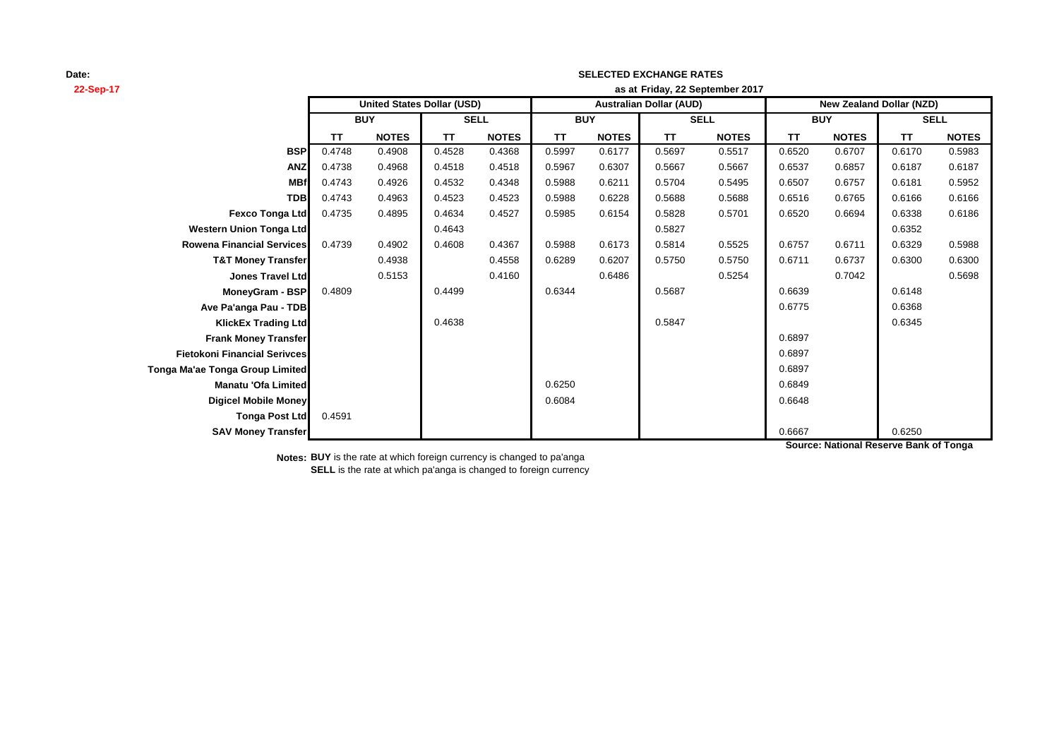**Date:**
**22-Sep-17**

**SELECTED EXCHANGE RATES**
**as at Friday, 22 September 2017**

| | United States Dollar (USD) | | | | Australian Dollar (AUD) | | | | New Zealand Dollar (NZD) | | | |
|---|---|---|---|---|---|---|---|---|---|---|---|---|
| | BUY | | SELL | | BUY | | SELL | | BUY | | SELL | |
| | TT | NOTES | TT | NOTES | TT | NOTES | TT | NOTES | TT | NOTES | TT | NOTES |
| **BSP** | 0.4748 | 0.4908 | 0.4528 | 0.4368 | 0.5997 | 0.6177 | 0.5697 | 0.5517 | 0.6520 | 0.6707 | 0.6170 | 0.5983 |
| **ANZ** | 0.4738 | 0.4968 | 0.4518 | 0.4518 | 0.5967 | 0.6307 | 0.5667 | 0.5667 | 0.6537 | 0.6857 | 0.6187 | 0.6187 |
| **MBf** | 0.4743 | 0.4926 | 0.4532 | 0.4348 | 0.5988 | 0.6211 | 0.5704 | 0.5495 | 0.6507 | 0.6757 | 0.6181 | 0.5952 |
| **TDB** | 0.4743 | 0.4963 | 0.4523 | 0.4523 | 0.5988 | 0.6228 | 0.5688 | 0.5688 | 0.6516 | 0.6765 | 0.6166 | 0.6166 |
| **Fexco Tonga Ltd** | 0.4735 | 0.4895 | 0.4634 | 0.4527 | 0.5985 | 0.6154 | 0.5828 | 0.5701 | 0.6520 | 0.6694 | 0.6338 | 0.6186 |
| **Western Union Tonga Ltd** | | | 0.4643 | | | | 0.5827 | | | | 0.6352 | |
| **Rowena Financial Services** | 0.4739 | 0.4902 | 0.4608 | 0.4367 | 0.5988 | 0.6173 | 0.5814 | 0.5525 | 0.6757 | 0.6711 | 0.6329 | 0.5988 |
| **T&T Money Transfer** | | 0.4938 | | 0.4558 | 0.6289 | 0.6207 | 0.5750 | 0.5750 | 0.6711 | 0.6737 | 0.6300 | 0.6300 |
| **Jones Travel Ltd** | | 0.5153 | | 0.4160 | | 0.6486 | | 0.5254 | | 0.7042 | | 0.5698 |
| **MoneyGram - BSP** | 0.4809 | | 0.4499 | | 0.6344 | | 0.5687 | | 0.6639 | | 0.6148 | |
| **Ave Pa'anga Pau - TDB** | | | | | | | | | 0.6775 | | 0.6368 | |
| **KlickEx Trading Ltd** | | | 0.4638 | | | | 0.5847 | | | | 0.6345 | |
| **Frank Money Transfer** | | | | | | | | | 0.6897 | | | |
| **Fietokoni Financial Serivces** | | | | | | | | | 0.6897 | | | |
| **Tonga Ma'ae Tonga Group Limited** | | | | | | | | | 0.6897 | | | |
| **Manatu 'Ofa Limited** | | | | | 0.6250 | | | | 0.6849 | | | |
| **Digicel Mobile Money** | | | | | 0.6084 | | | | 0.6648 | | | |
| **Tonga Post Ltd** | 0.4591 | | | | | | | | | | | |
| **SAV Money Transfer** | | | | | | | | | 0.6667 | | 0.6250 | |

**Source: National Reserve Bank of Tonga**

**Notes: BUY** is the rate at which foreign currency is changed to pa'anga
**SELL** is the rate at which pa'anga is changed to foreign currency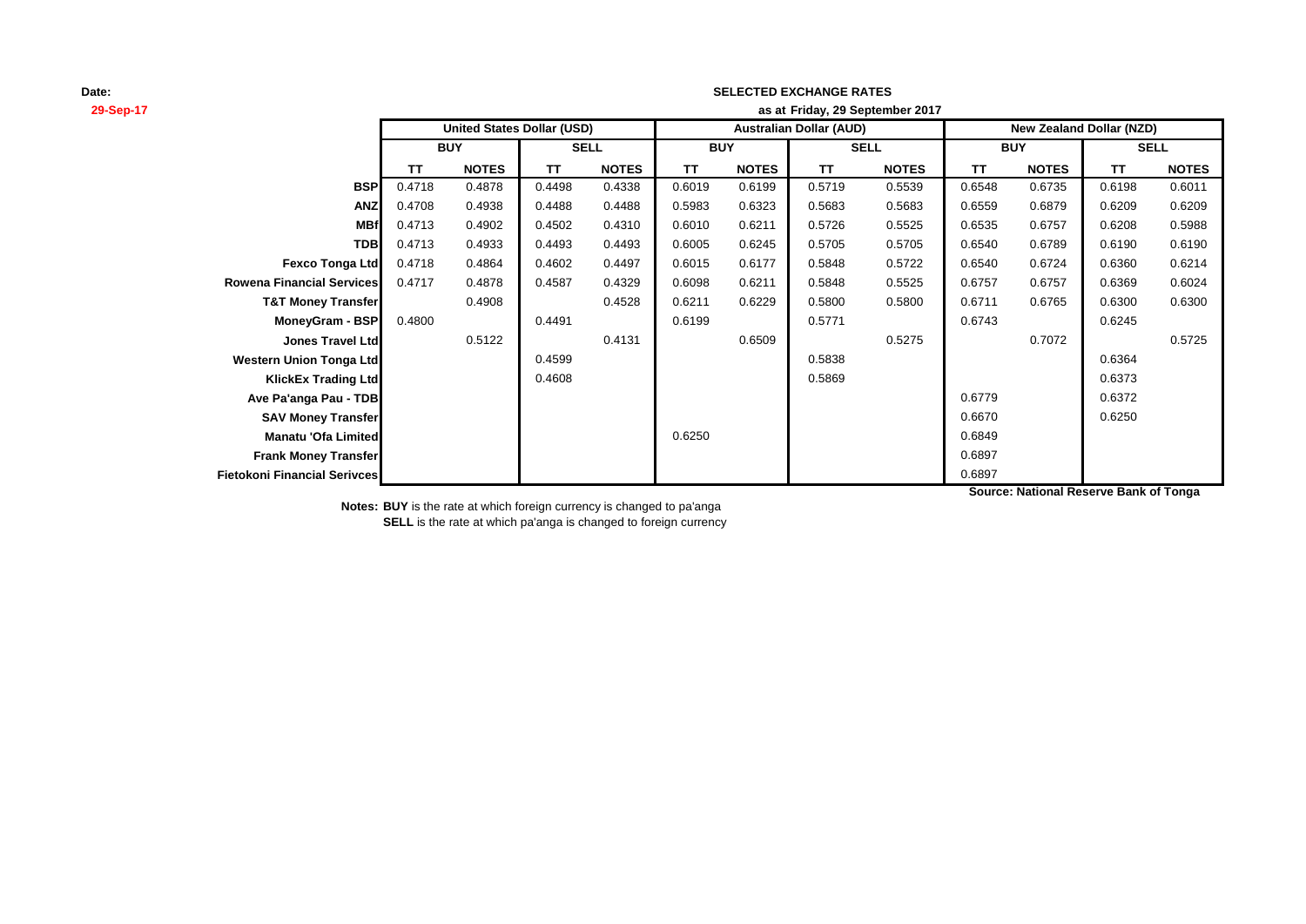**Date:**
**29-Sep-17**

## SELECTED EXCHANGE RATES

**as at Friday, 29 September 2017**

| | United States Dollar (USD) | | | | Australian Dollar (AUD) | | | | New Zealand Dollar (NZD) | | | |
|---|---|---|---|---|---|---|---|---|---|---|---|---|
| | BUY | | SELL | | BUY | | SELL | | BUY | | SELL | |
| | TT | NOTES | TT | NOTES | TT | NOTES | TT | NOTES | TT | NOTES | TT | NOTES |
| **BSP** | 0.4718 | 0.4878 | 0.4498 | 0.4338 | 0.6019 | 0.6199 | 0.5719 | 0.5539 | 0.6548 | 0.6735 | 0.6198 | 0.6011 |
| **ANZ** | 0.4708 | 0.4938 | 0.4488 | 0.4488 | 0.5983 | 0.6323 | 0.5683 | 0.5683 | 0.6559 | 0.6879 | 0.6209 | 0.6209 |
| **MBf** | 0.4713 | 0.4902 | 0.4502 | 0.4310 | 0.6010 | 0.6211 | 0.5726 | 0.5525 | 0.6535 | 0.6757 | 0.6208 | 0.5988 |
| **TDB** | 0.4713 | 0.4933 | 0.4493 | 0.4493 | 0.6005 | 0.6245 | 0.5705 | 0.5705 | 0.6540 | 0.6789 | 0.6190 | 0.6190 |
| **Fexco Tonga Ltd** | 0.4718 | 0.4864 | 0.4602 | 0.4497 | 0.6015 | 0.6177 | 0.5848 | 0.5722 | 0.6540 | 0.6724 | 0.6360 | 0.6214 |
| **Rowena Financial Services** | 0.4717 | 0.4878 | 0.4587 | 0.4329 | 0.6098 | 0.6211 | 0.5848 | 0.5525 | 0.6757 | 0.6757 | 0.6369 | 0.6024 |
| **T&T Money Transfer** | | 0.4908 | | 0.4528 | 0.6211 | 0.6229 | 0.5800 | 0.5800 | 0.6711 | 0.6765 | 0.6300 | 0.6300 |
| **MoneyGram - BSP** | 0.4800 | | 0.4491 | | 0.6199 | | 0.5771 | | 0.6743 | | 0.6245 | |
| **Jones Travel Ltd** | | 0.5122 | | 0.4131 | | 0.6509 | | 0.5275 | | 0.7072 | | 0.5725 |
| **Western Union Tonga Ltd** | | | 0.4599 | | | | 0.5838 | | | | 0.6364 | |
| **KlickEx Trading Ltd** | | | 0.4608 | | | | 0.5869 | | | | 0.6373 | |
| **Ave Pa'anga Pau - TDB** | | | | | | | | | 0.6779 | | 0.6372 | |
| **SAV Money Transfer** | | | | | | | | | 0.6670 | | 0.6250 | |
| **Manatu 'Ofa Limited** | | | | | 0.6250 | | | | 0.6849 | | | |
| **Frank Money Transfer** | | | | | | | | | 0.6897 | | | |
| **Fietokoni Financial Serivces** | | | | | | | | | 0.6897 | | | |

**Source: National Reserve Bank of Tonga**

**Notes: BUY** is the rate at which foreign currency is changed to pa'anga
**SELL** is the rate at which pa'anga is changed to foreign currency